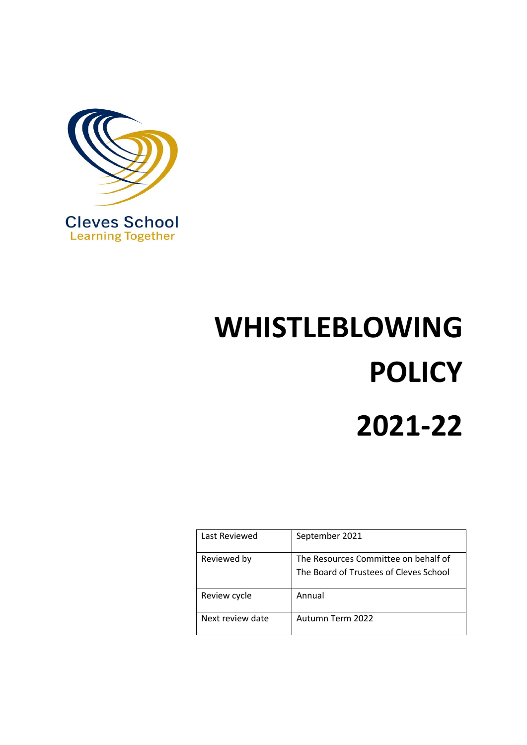Cleves School

Learning Together

# WHISTLEBLOWING POLICY

# 2021-22

| Last Reviewed | September 2021 |
| --- | --- |
| Reviewed by | The Resources Committee on behalf of The Board of Trustees of Cleves School |
| Review cycle | Annual |
| Next review date | Autumn Term 2022 |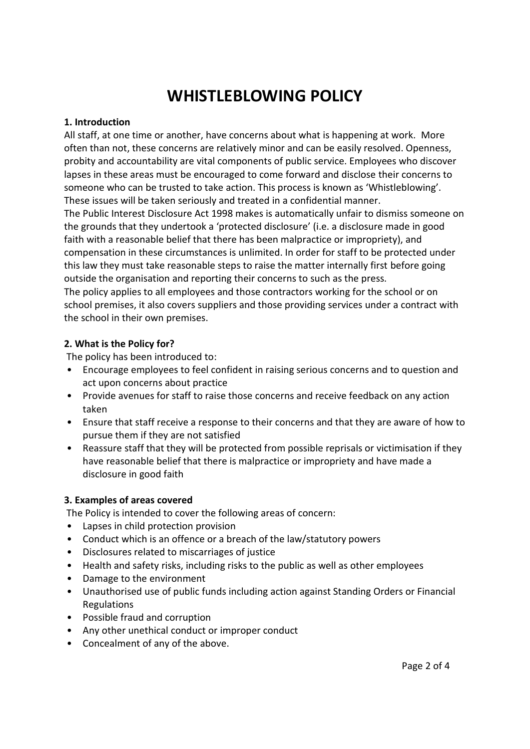# WHISTLEBLOWING POLICY

**1. Introduction**

All staff, at one time or another, have concerns about what is happening at work. More often than not, these concerns are relatively minor and can be easily resolved. Openness, probity and accountability are vital components of public service. Employees who discover lapses in these areas must be encouraged to come forward and disclose their concerns to someone who can be trusted to take action. This process is known as 'Whistleblowing'. These issues will be taken seriously and treated in a confidential manner.

The Public Interest Disclosure Act 1998 makes is automatically unfair to dismiss someone on the grounds that they undertook a 'protected disclosure' (i.e. a disclosure made in good faith with a reasonable belief that there has been malpractice or impropriety), and compensation in these circumstances is unlimited. In order for staff to be protected under this law they must take reasonable steps to raise the matter internally first before going outside the organisation and reporting their concerns to such as the press.

The policy applies to all employees and those contractors working for the school or on school premises, it also covers suppliers and those providing services under a contract with the school in their own premises.

**2. What is the Policy for?**

The policy has been introduced to:

- Encourage employees to feel confident in raising serious concerns and to question and act upon concerns about practice
- Provide avenues for staff to raise those concerns and receive feedback on any action taken
- Ensure that staff receive a response to their concerns and that they are aware of how to pursue them if they are not satisfied
- Reassure staff that they will be protected from possible reprisals or victimisation if they have reasonable belief that there is malpractice or impropriety and have made a disclosure in good faith

**3. Examples of areas covered**

The Policy is intended to cover the following areas of concern:

- Lapses in child protection provision
- Conduct which is an offence or a breach of the law/statutory powers
- Disclosures related to miscarriages of justice
- Health and safety risks, including risks to the public as well as other employees
- Damage to the environment
- Unauthorised use of public funds including action against Standing Orders or Financial Regulations
- Possible fraud and corruption
- Any other unethical conduct or improper conduct
- Concealment of any of the above.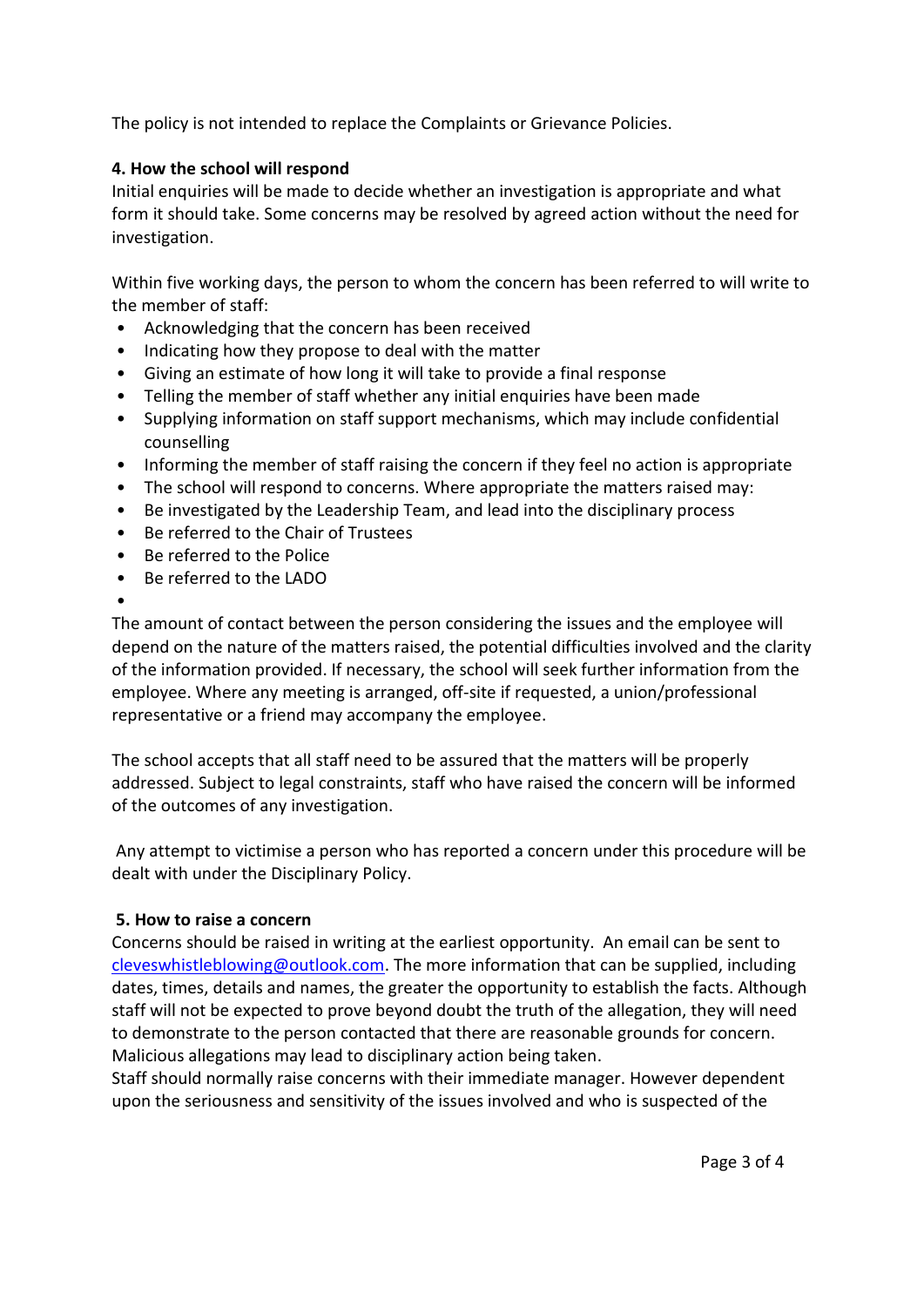The policy is not intended to replace the Complaints or Grievance Policies.

**4. How the school will respond**

Initial enquiries will be made to decide whether an investigation is appropriate and what form it should take. Some concerns may be resolved by agreed action without the need for investigation.

Within five working days, the person to whom the concern has been referred to will write to the member of staff:

- Acknowledging that the concern has been received
- Indicating how they propose to deal with the matter
- Giving an estimate of how long it will take to provide a final response
- Telling the member of staff whether any initial enquiries have been made
- Supplying information on staff support mechanisms, which may include confidential counselling
- Informing the member of staff raising the concern if they feel no action is appropriate
- The school will respond to concerns. Where appropriate the matters raised may:
- Be investigated by the Leadership Team, and lead into the disciplinary process
- Be referred to the Chair of Trustees
- Be referred to the Police
- Be referred to the LADO

The amount of contact between the person considering the issues and the employee will depend on the nature of the matters raised, the potential difficulties involved and the clarity of the information provided. If necessary, the school will seek further information from the employee. Where any meeting is arranged, off-site if requested, a union/professional representative or a friend may accompany the employee.

The school accepts that all staff need to be assured that the matters will be properly addressed. Subject to legal constraints, staff who have raised the concern will be informed of the outcomes of any investigation.

Any attempt to victimise a person who has reported a concern under this procedure will be dealt with under the Disciplinary Policy.

**5. How to raise a concern**

Concerns should be raised in writing at the earliest opportunity. An email can be sent to cleveswhistleblowing@outlook.com. The more information that can be supplied, including dates, times, details and names, the greater the opportunity to establish the facts. Although staff will not be expected to prove beyond doubt the truth of the allegation, they will need to demonstrate to the person contacted that there are reasonable grounds for concern. Malicious allegations may lead to disciplinary action being taken.

Staff should normally raise concerns with their immediate manager. However dependent upon the seriousness and sensitivity of the issues involved and who is suspected of the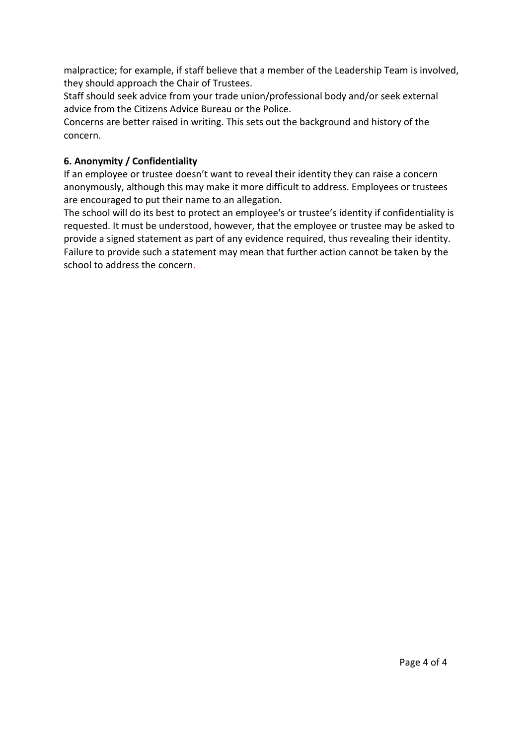malpractice; for example, if staff believe that a member of the Leadership Team is involved, they should approach the Chair of Trustees.

Staff should seek advice from your trade union/professional body and/or seek external advice from the Citizens Advice Bureau or the Police.

Concerns are better raised in writing. This sets out the background and history of the concern.

**6. Anonymity / Confidentiality**

If an employee or trustee doesn't want to reveal their identity they can raise a concern anonymously, although this may make it more difficult to address. Employees or trustees are encouraged to put their name to an allegation.

The school will do its best to protect an employee's or trustee's identity if confidentiality is requested. It must be understood, however, that the employee or trustee may be asked to provide a signed statement as part of any evidence required, thus revealing their identity. Failure to provide such a statement may mean that further action cannot be taken by the school to address the concern.